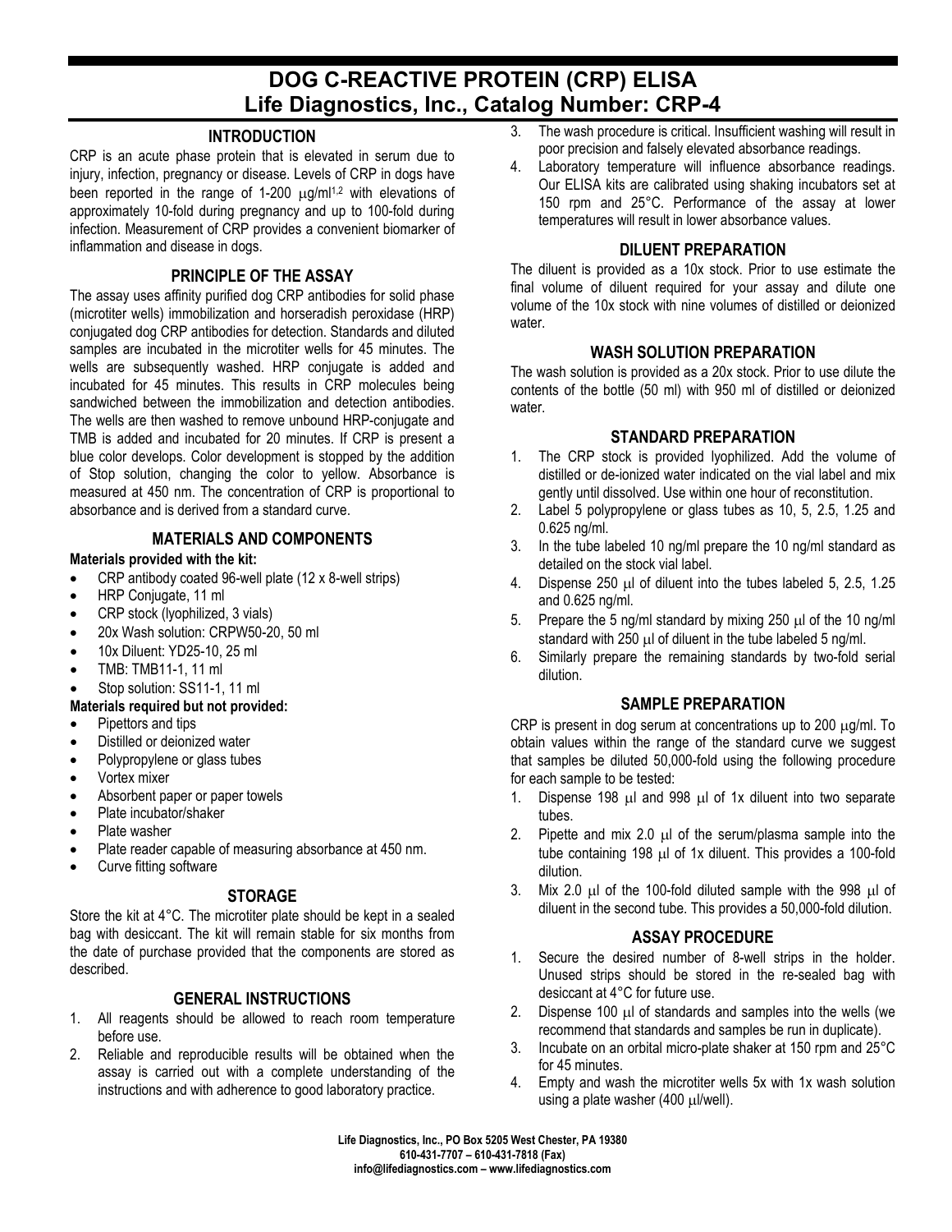# DOG C-REACTIVE PROTEIN (CRP) ELISA
## Life Diagnostics, Inc., Catalog Number: CRP-4

### INTRODUCTION

CRP is an acute phase protein that is elevated in serum due to injury, infection, pregnancy or disease. Levels of CRP in dogs have been reported in the range of 1-200 μg/ml[1,2] with elevations of approximately 10-fold during pregnancy and up to 100-fold during infection. Measurement of CRP provides a convenient biomarker of inflammation and disease in dogs.

### PRINCIPLE OF THE ASSAY

The assay uses affinity purified dog CRP antibodies for solid phase (microtiter wells) immobilization and horseradish peroxidase (HRP) conjugated dog CRP antibodies for detection. Standards and diluted samples are incubated in the microtiter wells for 45 minutes. The wells are subsequently washed. HRP conjugate is added and incubated for 45 minutes. This results in CRP molecules being sandwiched between the immobilization and detection antibodies. The wells are then washed to remove unbound HRP-conjugate and TMB is added and incubated for 20 minutes. If CRP is present a blue color develops. Color development is stopped by the addition of Stop solution, changing the color to yellow. Absorbance is measured at 450 nm. The concentration of CRP is proportional to absorbance and is derived from a standard curve.

### MATERIALS AND COMPONENTS

**Materials provided with the kit:**

- CRP antibody coated 96-well plate (12 x 8-well strips)
- HRP Conjugate, 11 ml
- CRP stock (lyophilized, 3 vials)
- 20x Wash solution: CRPW50-20, 50 ml
- 10x Diluent: YD25-10, 25 ml
- TMB: TMB11-1, 11 ml
- Stop solution: SS11-1, 11 ml

**Materials required but not provided:**

- Pipettors and tips
- Distilled or deionized water
- Polypropylene or glass tubes
- Vortex mixer
- Absorbent paper or paper towels
- Plate incubator/shaker
- Plate washer
- Plate reader capable of measuring absorbance at 450 nm.
- Curve fitting software

### STORAGE

Store the kit at 4°C. The microtiter plate should be kept in a sealed bag with desiccant. The kit will remain stable for six months from the date of purchase provided that the components are stored as described.

### GENERAL INSTRUCTIONS

1. All reagents should be allowed to reach room temperature before use.
2. Reliable and reproducible results will be obtained when the assay is carried out with a complete understanding of the instructions and with adherence to good laboratory practice.
3. The wash procedure is critical. Insufficient washing will result in poor precision and falsely elevated absorbance readings.
4. Laboratory temperature will influence absorbance readings. Our ELISA kits are calibrated using shaking incubators set at 150 rpm and 25°C. Performance of the assay at lower temperatures will result in lower absorbance values.

### DILUENT PREPARATION

The diluent is provided as a 10x stock. Prior to use estimate the final volume of diluent required for your assay and dilute one volume of the 10x stock with nine volumes of distilled or deionized water.

### WASH SOLUTION PREPARATION

The wash solution is provided as a 20x stock. Prior to use dilute the contents of the bottle (50 ml) with 950 ml of distilled or deionized water.

### STANDARD PREPARATION

1. The CRP stock is provided lyophilized. Add the volume of distilled or de-ionized water indicated on the vial label and mix gently until dissolved. Use within one hour of reconstitution.
2. Label 5 polypropylene or glass tubes as 10, 5, 2.5, 1.25 and 0.625 ng/ml.
3. In the tube labeled 10 ng/ml prepare the 10 ng/ml standard as detailed on the stock vial label.
4. Dispense 250 μl of diluent into the tubes labeled 5, 2.5, 1.25 and 0.625 ng/ml.
5. Prepare the 5 ng/ml standard by mixing 250 μl of the 10 ng/ml standard with 250 μl of diluent in the tube labeled 5 ng/ml.
6. Similarly prepare the remaining standards by two-fold serial dilution.

### SAMPLE PREPARATION

CRP is present in dog serum at concentrations up to 200 μg/ml. To obtain values within the range of the standard curve we suggest that samples be diluted 50,000-fold using the following procedure for each sample to be tested:

1. Dispense 198 μl and 998 μl of 1x diluent into two separate tubes.
2. Pipette and mix 2.0 μl of the serum/plasma sample into the tube containing 198 μl of 1x diluent. This provides a 100-fold dilution.
3. Mix 2.0 μl of the 100-fold diluted sample with the 998 μl of diluent in the second tube. This provides a 50,000-fold dilution.

### ASSAY PROCEDURE

1. Secure the desired number of 8-well strips in the holder. Unused strips should be stored in the re-sealed bag with desiccant at 4°C for future use.
2. Dispense 100 μl of standards and samples into the wells (we recommend that standards and samples be run in duplicate).
3. Incubate on an orbital micro-plate shaker at 150 rpm and 25°C for 45 minutes.
4. Empty and wash the microtiter wells 5x with 1x wash solution using a plate washer (400 μl/well).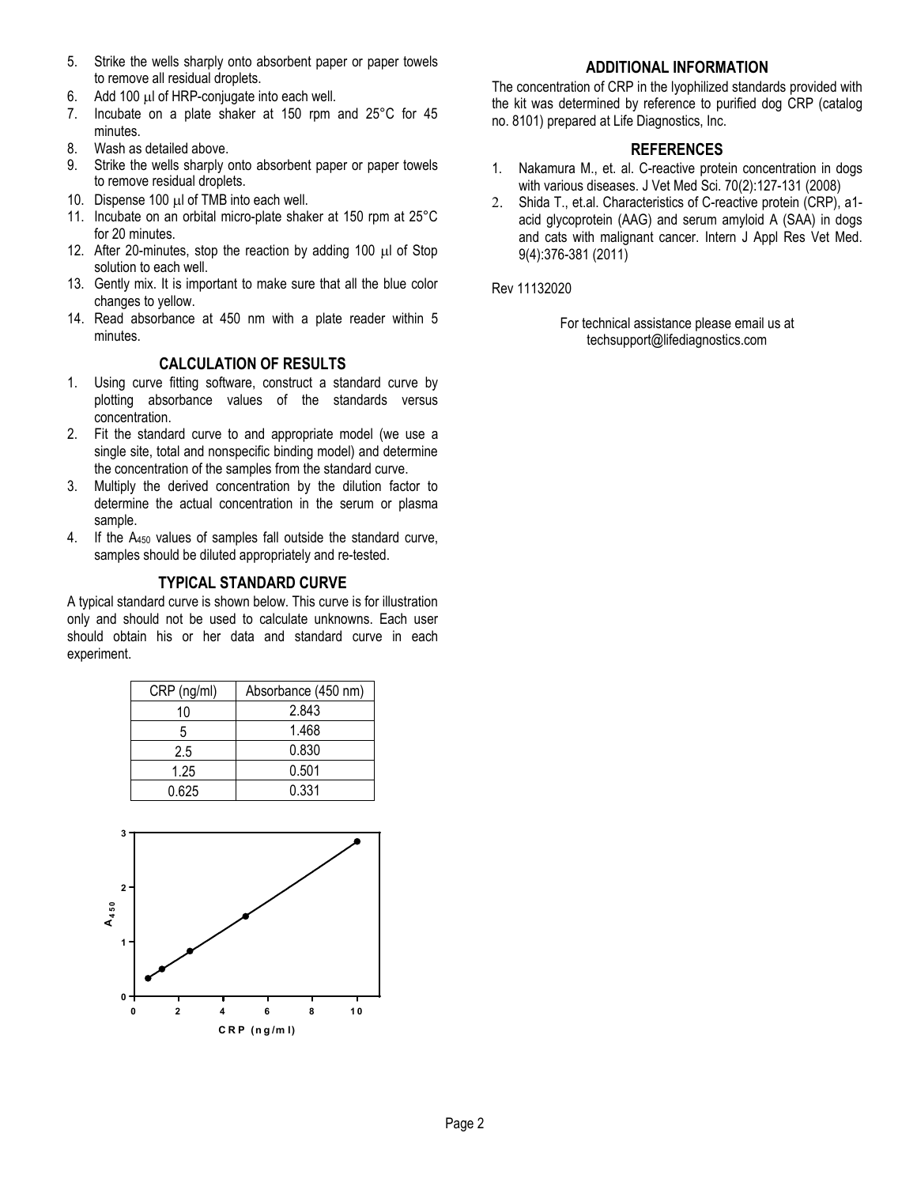5. Strike the wells sharply onto absorbent paper or paper towels to remove all residual droplets.
6. Add 100 µl of HRP-conjugate into each well.
7. Incubate on a plate shaker at 150 rpm and 25°C for 45 minutes.
8. Wash as detailed above.
9. Strike the wells sharply onto absorbent paper or paper towels to remove residual droplets.
10. Dispense 100 µl of TMB into each well.
11. Incubate on an orbital micro-plate shaker at 150 rpm at 25°C for 20 minutes.
12. After 20-minutes, stop the reaction by adding 100 µl of Stop solution to each well.
13. Gently mix. It is important to make sure that all the blue color changes to yellow.
14. Read absorbance at 450 nm with a plate reader within 5 minutes.

## CALCULATION OF RESULTS

1. Using curve fitting software, construct a standard curve by plotting absorbance values of the standards versus concentration.
2. Fit the standard curve to and appropriate model (we use a single site, total and nonspecific binding model) and determine the concentration of the samples from the standard curve.
3. Multiply the derived concentration by the dilution factor to determine the actual concentration in the serum or plasma sample.
4. If the $A_{450}$ values of samples fall outside the standard curve, samples should be diluted appropriately and re-tested.

## TYPICAL STANDARD CURVE

A typical standard curve is shown below. This curve is for illustration only and should not be used to calculate unknowns. Each user should obtain his or her data and standard curve in each experiment.

| CRP (ng/ml) | Absorbance (450 nm) |
|---|---|
| 10 | 2.843 |
| 5 | 1.468 |
| 2.5 | 0.830 |
| 1.25 | 0.501 |
| 0.625 | 0.331 |

$A_{450}$
0
1
2
3
0
2
4
6
8
10
CRP (ng/ml)

## ADDITIONAL INFORMATION

The concentration of CRP in the lyophilized standards provided with the kit was determined by reference to purified dog CRP (catalog no. 8101) prepared at Life Diagnostics, Inc.

## REFERENCES

1. Nakamura M., et. al. C-reactive protein concentration in dogs with various diseases. J Vet Med Sci. 70(2):127-131 (2008)
2. Shida T., et.al. Characteristics of C-reactive protein (CRP), a1-acid glycoprotein (AAG) and serum amyloid A (SAA) in dogs and cats with malignant cancer. Intern J Appl Res Vet Med. 9(4):376-381 (2011)

Rev 11132020

For technical assistance please email us at techsupport@lifediagnostics.com